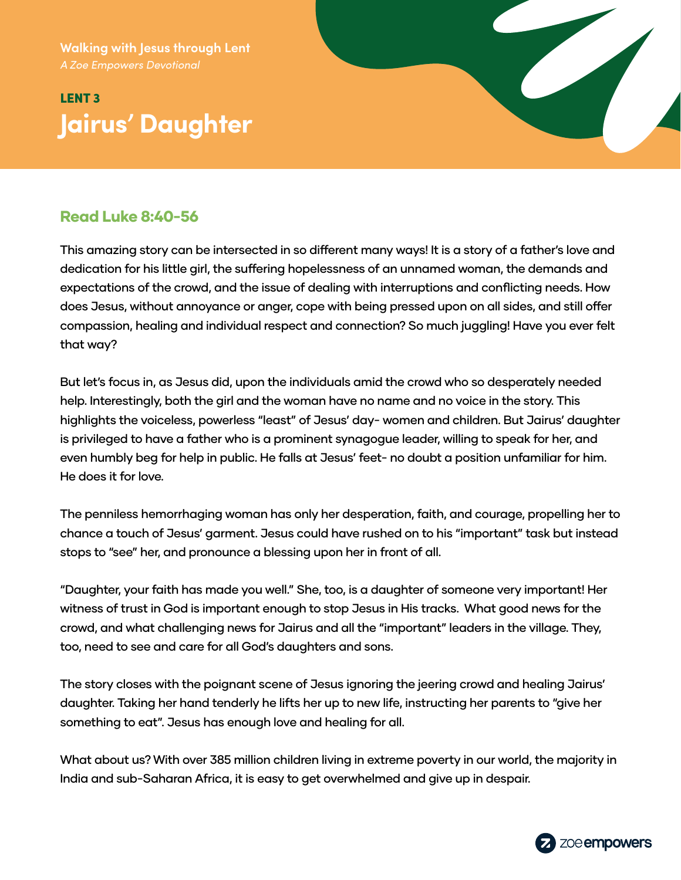**Walking with Jesus through Lent**
*A Zoe Empowers Devotional*

## LENT 3

# Jairus' Daughter

### Read Luke 8:40-56

This amazing story can be intersected in so different many ways! It is a story of a father's love and dedication for his little girl, the suffering hopelessness of an unnamed woman, the demands and expectations of the crowd, and the issue of dealing with interruptions and conflicting needs. How does Jesus, without annoyance or anger, cope with being pressed upon on all sides, and still offer compassion, healing and individual respect and connection? So much juggling! Have you ever felt that way?

But let's focus in, as Jesus did, upon the individuals amid the crowd who so desperately needed help. Interestingly, both the girl and the woman have no name and no voice in the story. This highlights the voiceless, powerless "least" of Jesus' day- women and children. But Jairus' daughter is privileged to have a father who is a prominent synagogue leader, willing to speak for her, and even humbly beg for help in public. He falls at Jesus' feet- no doubt a position unfamiliar for him. He does it for love.

The penniless hemorrhaging woman has only her desperation, faith, and courage, propelling her to chance a touch of Jesus' garment. Jesus could have rushed on to his "important" task but instead stops to "see" her, and pronounce a blessing upon her in front of all.

"Daughter, your faith has made you well." She, too, is a daughter of someone very important! Her witness of trust in God is important enough to stop Jesus in His tracks. What good news for the crowd, and what challenging news for Jairus and all the "important" leaders in the village. They, too, need to see and care for all God's daughters and sons.

The story closes with the poignant scene of Jesus ignoring the jeering crowd and healing Jairus' daughter. Taking her hand tenderly he lifts her up to new life, instructing her parents to "give her something to eat". Jesus has enough love and healing for all.

What about us? With over 385 million children living in extreme poverty in our world, the majority in India and sub-Saharan Africa, it is easy to get overwhelmed and give up in despair.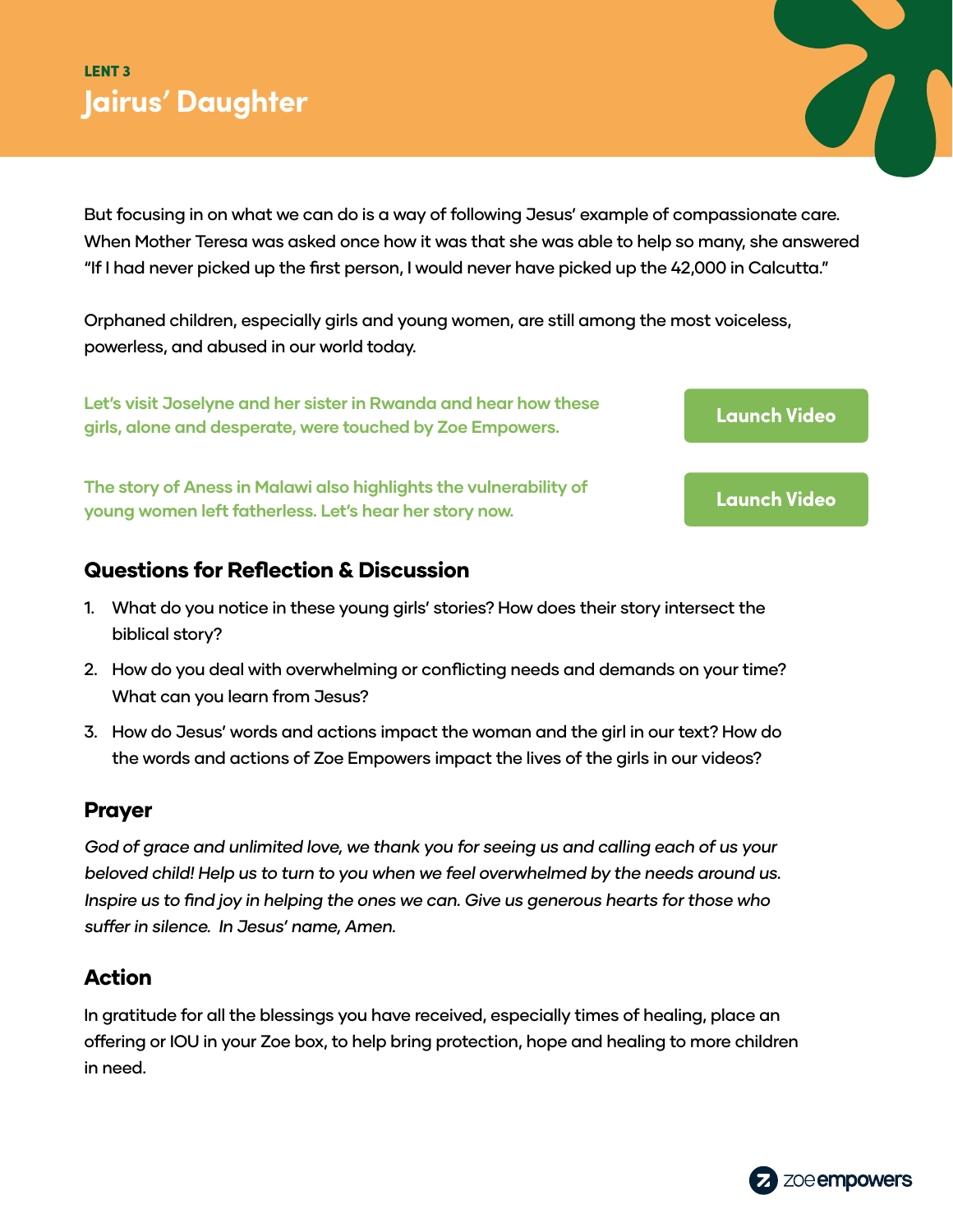LENT 3

# Jairus' Daughter

But focusing in on what we can do is a way of following Jesus' example of compassionate care. When Mother Teresa was asked once how it was that she was able to help so many, she answered "If I had never picked up the first person, I would never have picked up the 42,000 in Calcutta."

Orphaned children, especially girls and young women, are still among the most voiceless, powerless, and abused in our world today.

**Let's visit Joselyne and her sister in Rwanda and hear how these girls, alone and desperate, were touched by Zoe Empowers.**

**Launch Video**

**The story of Aness in Malawi also highlights the vulnerability of young women left fatherless. Let's hear her story now.**

**Launch Video**

## Questions for Reflection & Discussion

1. What do you notice in these young girls' stories? How does their story intersect the biblical story?
2. How do you deal with overwhelming or conflicting needs and demands on your time? What can you learn from Jesus?
3. How do Jesus' words and actions impact the woman and the girl in our text? How do the words and actions of Zoe Empowers impact the lives of the girls in our videos?

## Prayer

*God of grace and unlimited love, we thank you for seeing us and calling each of us your beloved child! Help us to turn to you when we feel overwhelmed by the needs around us. Inspire us to find joy in helping the ones we can. Give us generous hearts for those who suffer in silence. In Jesus' name, Amen.*

## Action

In gratitude for all the blessings you have received, especially times of healing, place an offering or IOU in your Zoe box, to help bring protection, hope and healing to more children in need.